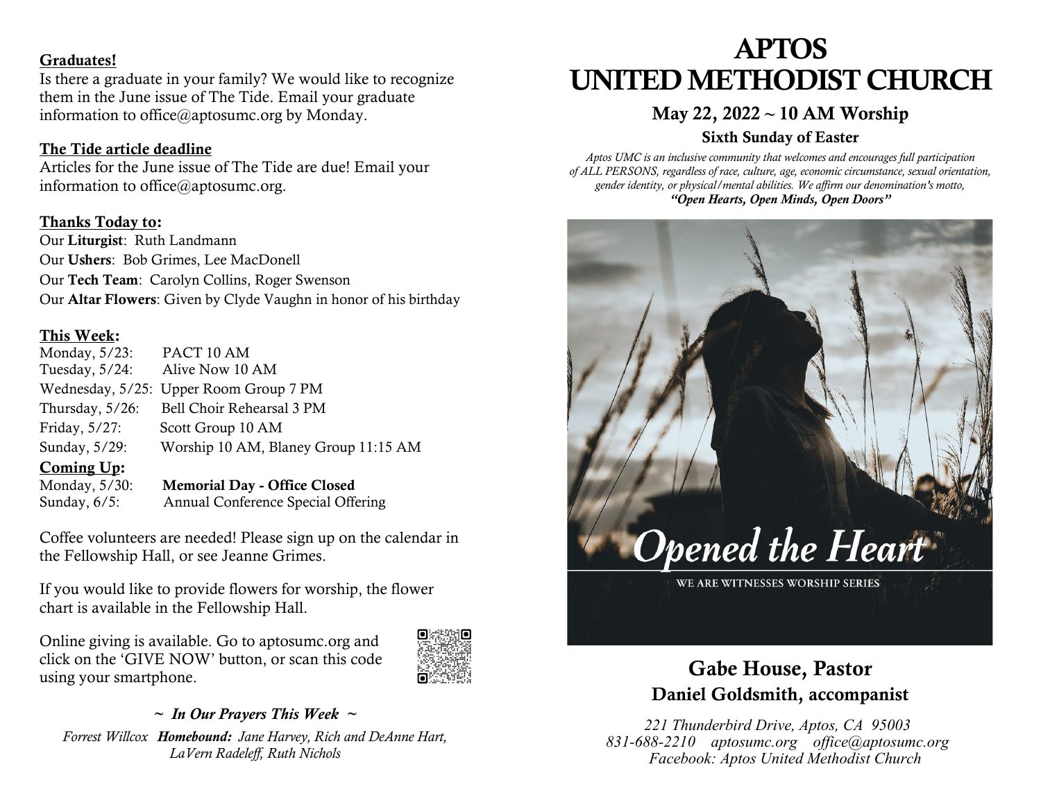**Graduates!**
Is there a graduate in your family? We would like to recognize them in the June issue of The Tide. Email your graduate information to office@aptosumc.org by Monday.

**The Tide article deadline**
Articles for the June issue of The Tide are due! Email your information to office@aptosumc.org.

**Thanks Today to:**
Our **Liturgist**: Ruth Landmann
Our **Ushers**: Bob Grimes, Lee MacDonell
Our **Tech Team**: Carolyn Collins, Roger Swenson
Our **Altar Flowers**: Given by Clyde Vaughn in honor of his birthday

**This Week:**
Monday, 5/23: PACT 10 AM
Tuesday, 5/24: Alive Now 10 AM
Wednesday, 5/25: Upper Room Group 7 PM
Thursday, 5/26: Bell Choir Rehearsal 3 PM
Friday, 5/27: Scott Group 10 AM
Sunday, 5/29: Worship 10 AM, Blaney Group 11:15 AM

**Coming Up:**
Monday, 5/30: **Memorial Day - Office Closed**
Sunday, 6/5: Annual Conference Special Offering

Coffee volunteers are needed! Please sign up on the calendar in the Fellowship Hall, or see Jeanne Grimes.

If you would like to provide flowers for worship, the flower chart is available in the Fellowship Hall.

Online giving is available. Go to aptosumc.org and click on the 'GIVE NOW' button, or scan this code using your smartphone.

*~ In Our Prayers This Week ~*

*Forrest Willcox* ***Homebound:*** *Jane Harvey, Rich and DeAnne Hart, LaVern Radeleff, Ruth Nichols*

# APTOS UNITED METHODIST CHURCH

## May 22, 2022 ~ 10 AM Worship

### Sixth Sunday of Easter

*Aptos UMC is an inclusive community that welcomes and encourages full participation of ALL PERSONS, regardless of race, culture, age, economic circumstance, sexual orientation, gender identity, or physical/mental abilities. We affirm our denomination's motto,* ***"Open Hearts, Open Minds, Open Doors"***

*Opened the Heart*

WE ARE WITNESSES WORSHIP SERIES

## Gabe House, Pastor

### Daniel Goldsmith, accompanist

*221 Thunderbird Drive, Aptos, CA 95003*
*831-688-2210 aptosumc.org office@aptosumc.org*
*Facebook: Aptos United Methodist Church*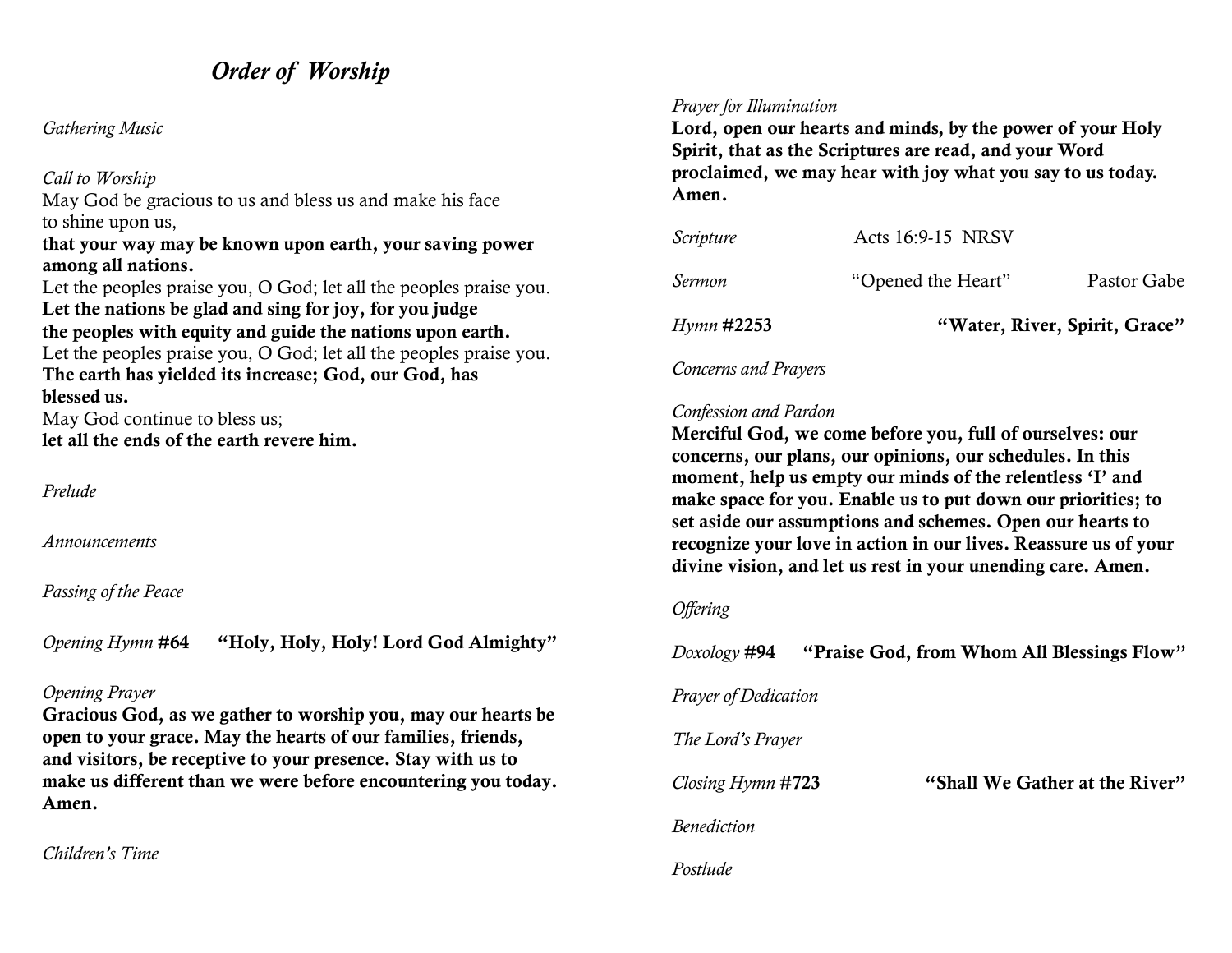# *Order of Worship*

*Gathering Music*

*Call to Worship*

May God be gracious to us and bless us and make his face to shine upon us,
**that your way may be known upon earth, your saving power among all nations.**
Let the peoples praise you, O God; let all the peoples praise you.
**Let the nations be glad and sing for joy, for you judge the peoples with equity and guide the nations upon earth.**
Let the peoples praise you, O God; let all the peoples praise you.
**The earth has yielded its increase; God, our God, has blessed us.**
May God continue to bless us;
**let all the ends of the earth revere him.**

*Prelude*

*Announcements*

*Passing of the Peace*

*Opening Hymn* **#64** **"Holy, Holy, Holy! Lord God Almighty"**

*Opening Prayer*

**Gracious God, as we gather to worship you, may our hearts be open to your grace. May the hearts of our families, friends, and visitors, be receptive to your presence. Stay with us to make us different than we were before encountering you today. Amen.**

*Children's Time*

*Prayer for Illumination*

**Lord, open our hearts and minds, by the power of your Holy Spirit, that as the Scriptures are read, and your Word proclaimed, we may hear with joy what you say to us today. Amen.**

*Scripture* Acts 16:9-15 NRSV

*Sermon* "Opened the Heart" Pastor Gabe

*Hymn* **#2253** **"Water, River, Spirit, Grace"**

*Concerns and Prayers*

*Confession and Pardon*

**Merciful God, we come before you, full of ourselves: our concerns, our plans, our opinions, our schedules. In this moment, help us empty our minds of the relentless 'I' and make space for you. Enable us to put down our priorities; to set aside our assumptions and schemes. Open our hearts to recognize your love in action in our lives. Reassure us of your divine vision, and let us rest in your unending care. Amen.**

*Offering*

*Doxology* **#94** **"Praise God, from Whom All Blessings Flow"**

*Prayer of Dedication*

*The Lord's Prayer*

*Closing Hymn* **#723** **"Shall We Gather at the River"**

*Benediction*

*Postlude*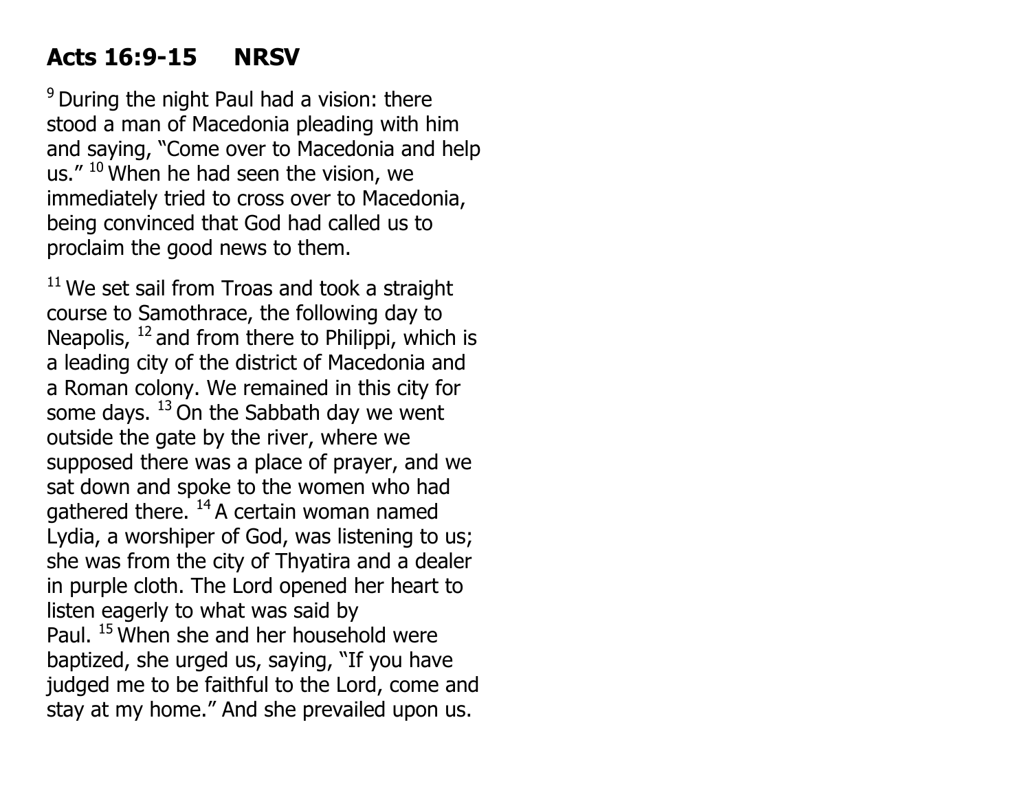## Acts 16:9-15 NRSV

[9] During the night Paul had a vision: there stood a man of Macedonia pleading with him and saying, "Come over to Macedonia and help us." [10] When he had seen the vision, we immediately tried to cross over to Macedonia, being convinced that God had called us to proclaim the good news to them.

[11] We set sail from Troas and took a straight course to Samothrace, the following day to Neapolis, [12] and from there to Philippi, which is a leading city of the district of Macedonia and a Roman colony. We remained in this city for some days. [13] On the Sabbath day we went outside the gate by the river, where we supposed there was a place of prayer, and we sat down and spoke to the women who had gathered there. [14] A certain woman named Lydia, a worshiper of God, was listening to us; she was from the city of Thyatira and a dealer in purple cloth. The Lord opened her heart to listen eagerly to what was said by Paul. [15] When she and her household were baptized, she urged us, saying, "If you have judged me to be faithful to the Lord, come and stay at my home." And she prevailed upon us.